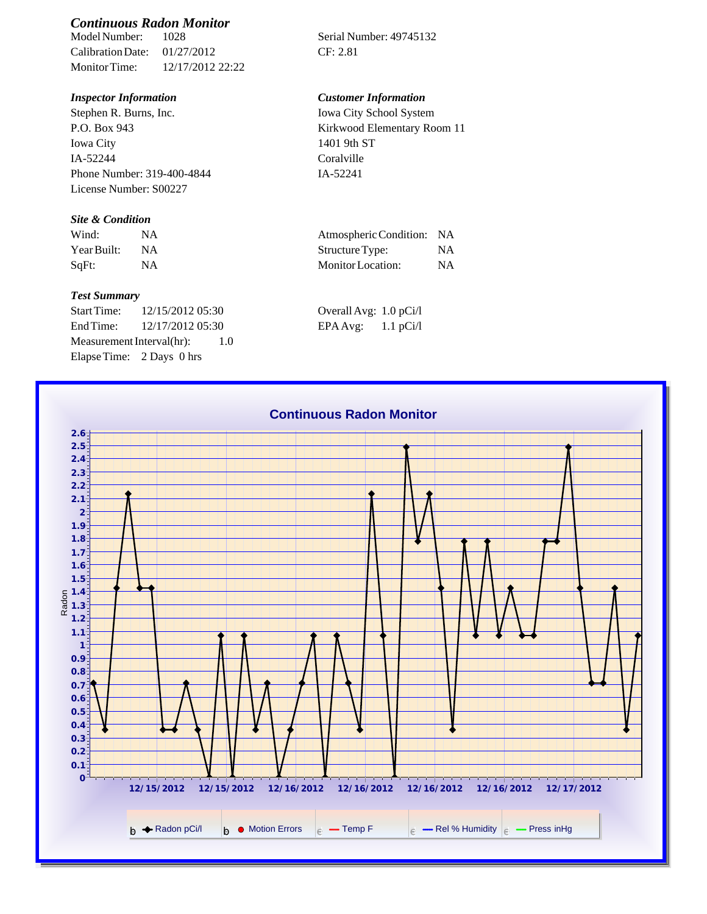## *Continuous Radon Monitor*

Model Number: 1028
Calibration Date: 01/27/2012
Monitor Time: 12/17/2012 22:22

Serial Number: 49745132
CF: 2.81

### *Inspector Information*

Stephen R. Burns, Inc.
P.O. Box 943
Iowa City
IA-52244
Phone Number: 319-400-4844
License Number: S00227

### *Customer Information*

Iowa City School System
Kirkwood Elementary Room 11
1401 9th ST
Coralville
IA-52241

### *Site & Condition*

| | | | |
|---|---|---|---|
| Wind: | NA | Atmospheric Condition: | NA |
| Year Built: | NA | Structure Type: | NA |
| SqFt: | NA | Monitor Location: | NA |

### *Test Summary*

Start Time: 12/15/2012 05:30
End Time: 12/17/2012 05:30
Measurement Interval(hr): 1.0
Elapse Time: 2 Days 0 hrs

Overall Avg: 1.0 pCi/l
EPA Avg: 1.1 pCi/l

**Continuous Radon Monitor**

Radon (y-axis, 0–2.6); dates: 12/15/2012, 12/15/2012, 12/16/2012, 12/16/2012, 12/16/2012, 12/16/2012, 12/17/2012

Legend: Radon pCi/l, Motion Errors, Temp F, Rel % Humidity, Press inHg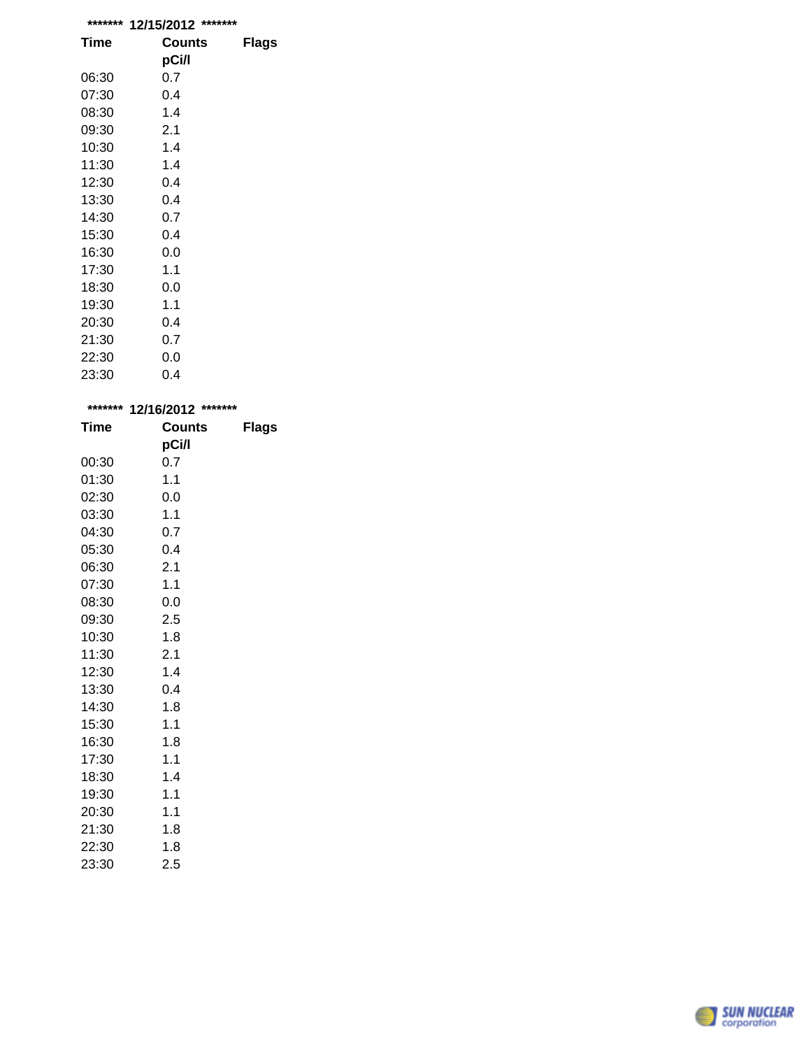******* 12/15/2012 *******

| Time | Counts pCi/l | Flags |
|---|---|---|
| 06:30 | 0.7 | |
| 07:30 | 0.4 | |
| 08:30 | 1.4 | |
| 09:30 | 2.1 | |
| 10:30 | 1.4 | |
| 11:30 | 1.4 | |
| 12:30 | 0.4 | |
| 13:30 | 0.4 | |
| 14:30 | 0.7 | |
| 15:30 | 0.4 | |
| 16:30 | 0.0 | |
| 17:30 | 1.1 | |
| 18:30 | 0.0 | |
| 19:30 | 1.1 | |
| 20:30 | 0.4 | |
| 21:30 | 0.7 | |
| 22:30 | 0.0 | |
| 23:30 | 0.4 | |

******* 12/16/2012 *******

| Time | Counts pCi/l | Flags |
|---|---|---|
| 00:30 | 0.7 | |
| 01:30 | 1.1 | |
| 02:30 | 0.0 | |
| 03:30 | 1.1 | |
| 04:30 | 0.7 | |
| 05:30 | 0.4 | |
| 06:30 | 2.1 | |
| 07:30 | 1.1 | |
| 08:30 | 0.0 | |
| 09:30 | 2.5 | |
| 10:30 | 1.8 | |
| 11:30 | 2.1 | |
| 12:30 | 1.4 | |
| 13:30 | 0.4 | |
| 14:30 | 1.8 | |
| 15:30 | 1.1 | |
| 16:30 | 1.8 | |
| 17:30 | 1.1 | |
| 18:30 | 1.4 | |
| 19:30 | 1.1 | |
| 20:30 | 1.1 | |
| 21:30 | 1.8 | |
| 22:30 | 1.8 | |
| 23:30 | 2.5 | |

SUN NUCLEAR corporation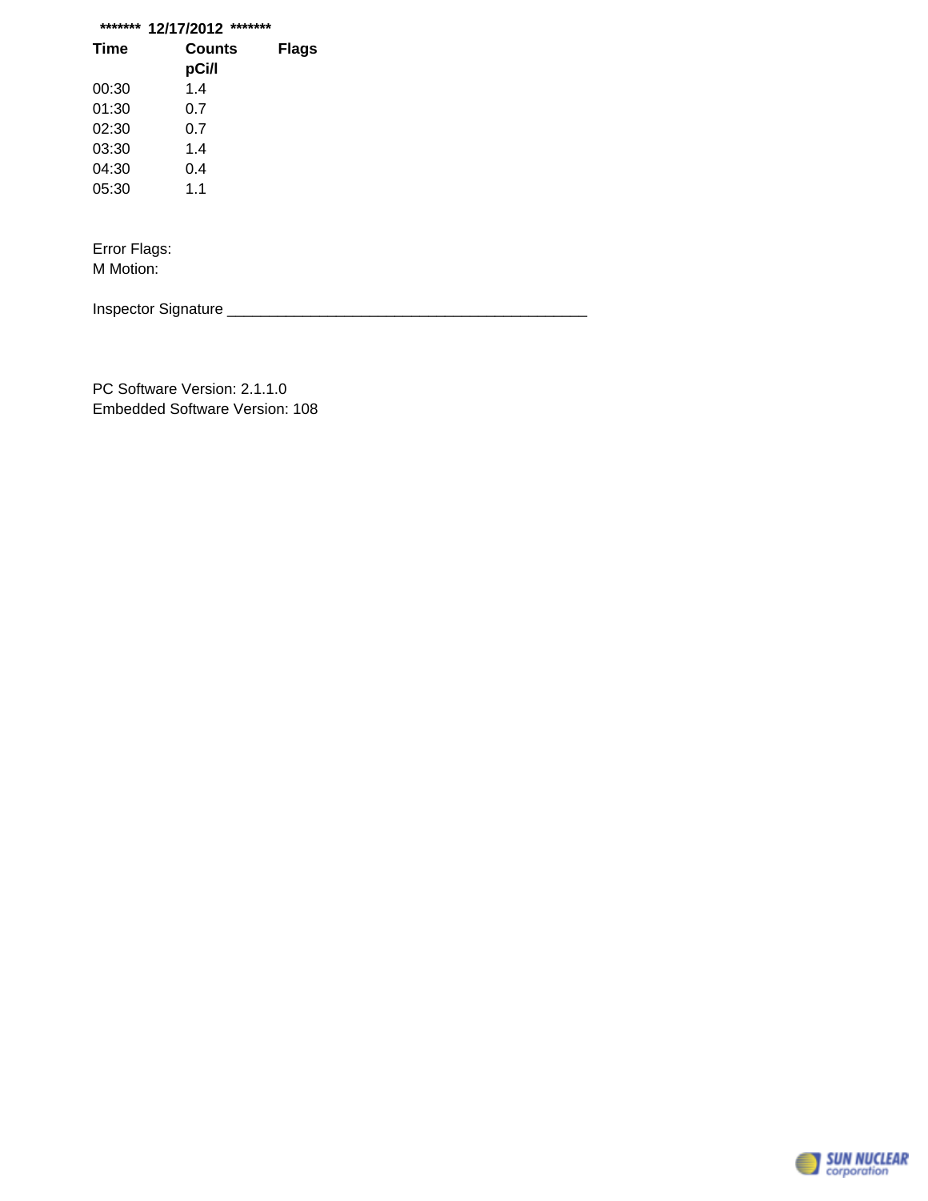**\*\*\*\*\*\*\* 12/17/2012 \*\*\*\*\*\*\***

| Time | Counts pCi/l | Flags |
|---|---|---|
| 00:30 | 1.4 | |
| 01:30 | 0.7 | |
| 02:30 | 0.7 | |
| 03:30 | 1.4 | |
| 04:30 | 0.4 | |
| 05:30 | 1.1 | |

Error Flags:
M Motion:

Inspector Signature ____________________________________________

PC Software Version: 2.1.1.0
Embedded Software Version: 108

SUN NUCLEAR corporation